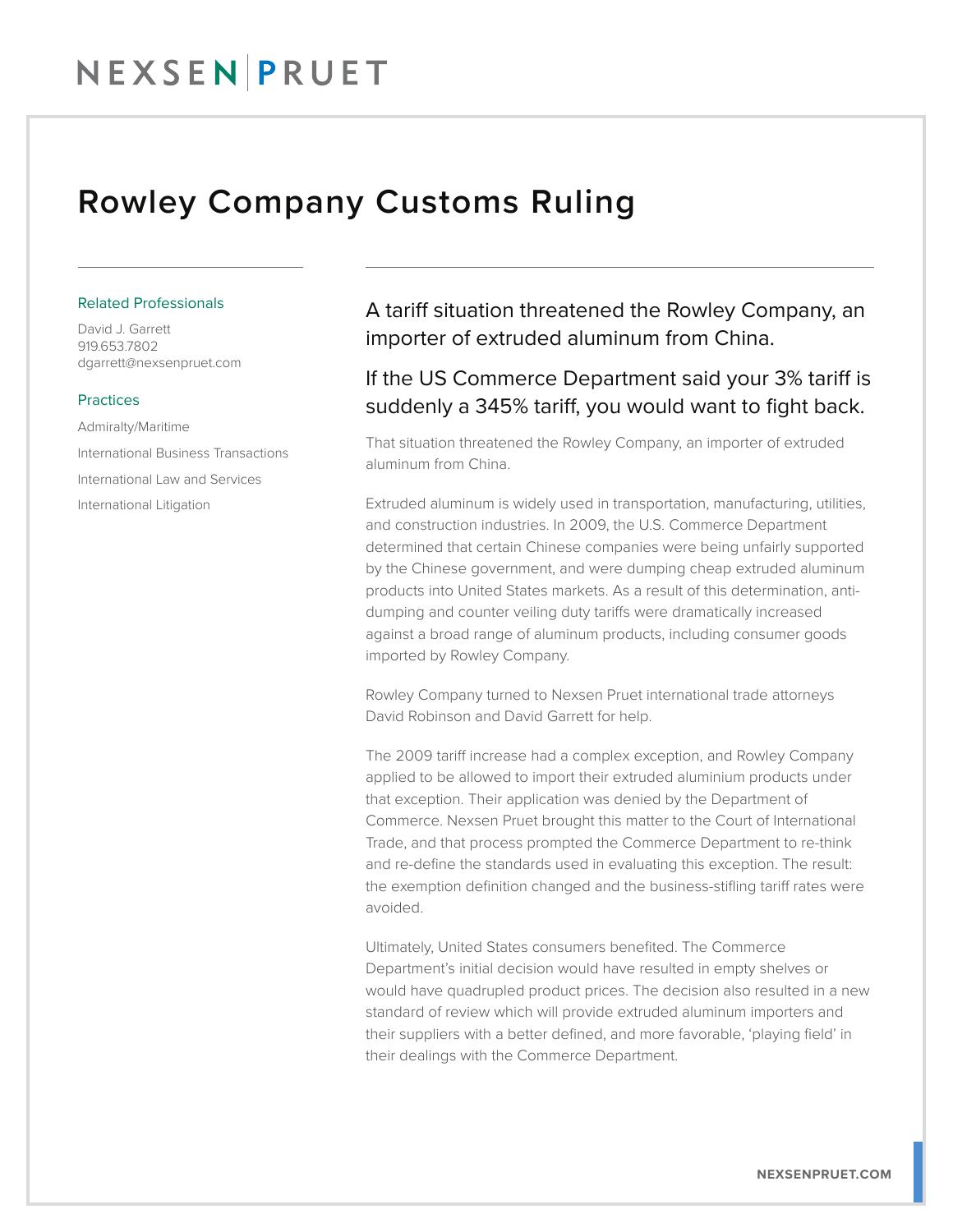# Rowley Company Customs Ruling

### Related Professionals

David J. Garrett
919.653.7802
dgarrett@nexsenpruet.com

### Practices

Admiralty/Maritime

International Business Transactions

International Law and Services

International Litigation

## A tariff situation threatened the Rowley Company, an importer of extruded aluminum from China.

## If the US Commerce Department said your 3% tariff is suddenly a 345% tariff, you would want to fight back.

That situation threatened the Rowley Company, an importer of extruded aluminum from China.

Extruded aluminum is widely used in transportation, manufacturing, utilities, and construction industries. In 2009, the U.S. Commerce Department determined that certain Chinese companies were being unfairly supported by the Chinese government, and were dumping cheap extruded aluminum products into United States markets. As a result of this determination, anti-dumping and counter veiling duty tariffs were dramatically increased against a broad range of aluminum products, including consumer goods imported by Rowley Company.

Rowley Company turned to Nexsen Pruet international trade attorneys David Robinson and David Garrett for help.

The 2009 tariff increase had a complex exception, and Rowley Company applied to be allowed to import their extruded aluminium products under that exception. Their application was denied by the Department of Commerce. Nexsen Pruet brought this matter to the Court of International Trade, and that process prompted the Commerce Department to re-think and re-define the standards used in evaluating this exception. The result: the exemption definition changed and the business-stifling tariff rates were avoided.

Ultimately, United States consumers benefited. The Commerce Department's initial decision would have resulted in empty shelves or would have quadrupled product prices. The decision also resulted in a new standard of review which will provide extruded aluminum importers and their suppliers with a better defined, and more favorable, 'playing field' in their dealings with the Commerce Department.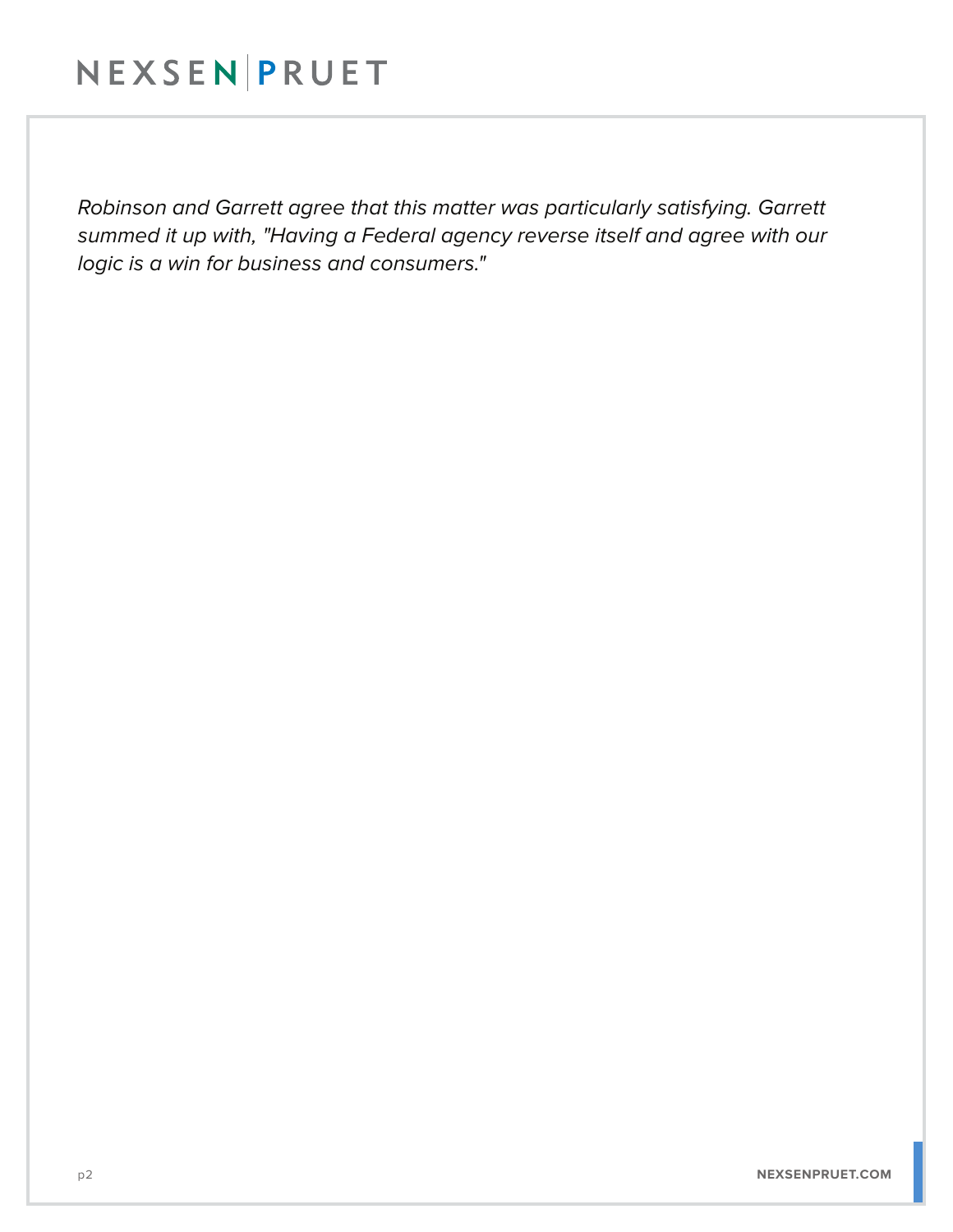*Robinson and Garrett agree that this matter was particularly satisfying. Garrett summed it up with, "Having a Federal agency reverse itself and agree with our logic is a win for business and consumers."*